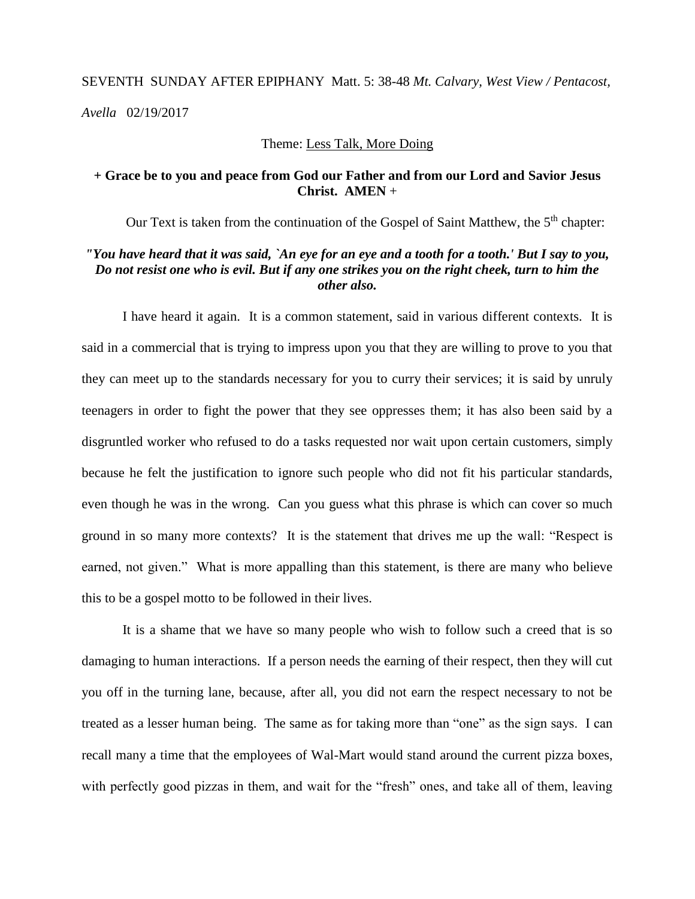SEVENTH SUNDAY AFTER EPIPHANY Matt. 5: 38-48 *Mt. Calvary, West View / Pentacost, Avella* 02/19/2017

Theme: Less Talk, More Doing

**+ Grace be to you and peace from God our Father and from our Lord and Savior Jesus Christ. AMEN +**

Our Text is taken from the continuation of the Gospel of Saint Matthew, the 5th chapter:

***"You have heard that it was said, `An eye for an eye and a tooth for a tooth.' But I say to you, Do not resist one who is evil. But if any one strikes you on the right cheek, turn to him the other also.***

I have heard it again. It is a common statement, said in various different contexts. It is said in a commercial that is trying to impress upon you that they are willing to prove to you that they can meet up to the standards necessary for you to curry their services; it is said by unruly teenagers in order to fight the power that they see oppresses them; it has also been said by a disgruntled worker who refused to do a tasks requested nor wait upon certain customers, simply because he felt the justification to ignore such people who did not fit his particular standards, even though he was in the wrong. Can you guess what this phrase is which can cover so much ground in so many more contexts? It is the statement that drives me up the wall: "Respect is earned, not given." What is more appalling than this statement, is there are many who believe this to be a gospel motto to be followed in their lives.

It is a shame that we have so many people who wish to follow such a creed that is so damaging to human interactions. If a person needs the earning of their respect, then they will cut you off in the turning lane, because, after all, you did not earn the respect necessary to not be treated as a lesser human being. The same as for taking more than "one" as the sign says. I can recall many a time that the employees of Wal-Mart would stand around the current pizza boxes, with perfectly good pizzas in them, and wait for the "fresh" ones, and take all of them, leaving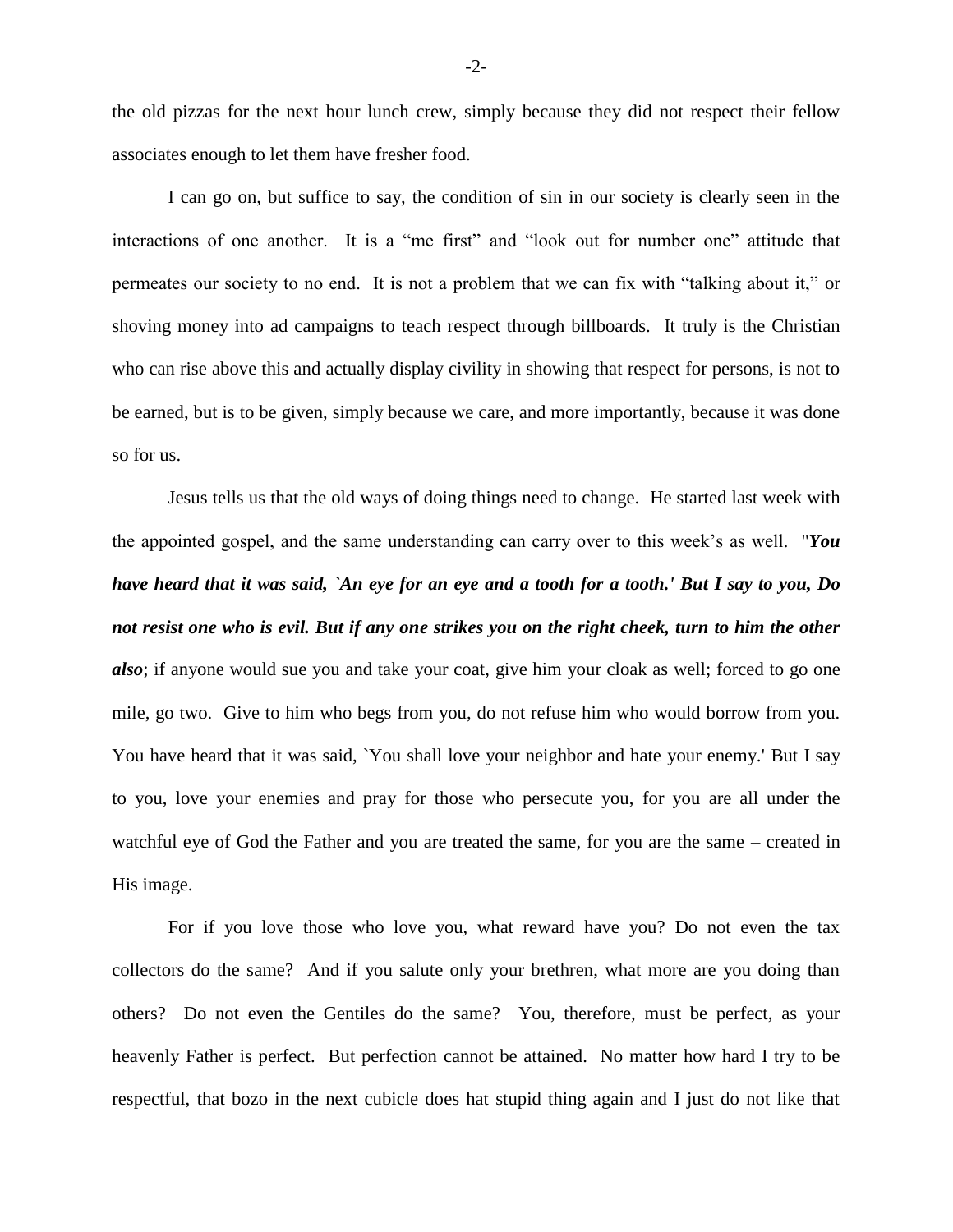the old pizzas for the next hour lunch crew, simply because they did not respect their fellow associates enough to let them have fresher food.

I can go on, but suffice to say, the condition of sin in our society is clearly seen in the interactions of one another. It is a "me first" and "look out for number one" attitude that permeates our society to no end. It is not a problem that we can fix with "talking about it," or shoving money into ad campaigns to teach respect through billboards. It truly is the Christian who can rise above this and actually display civility in showing that respect for persons, is not to be earned, but is to be given, simply because we care, and more importantly, because it was done so for us.

Jesus tells us that the old ways of doing things need to change. He started last week with the appointed gospel, and the same understanding can carry over to this week's as well. "***You have heard that it was said, `An eye for an eye and a tooth for a tooth.' But I say to you, Do not resist one who is evil. But if any one strikes you on the right cheek, turn to him the other also***; if anyone would sue you and take your coat, give him your cloak as well; forced to go one mile, go two. Give to him who begs from you, do not refuse him who would borrow from you. You have heard that it was said, `You shall love your neighbor and hate your enemy.' But I say to you, love your enemies and pray for those who persecute you, for you are all under the watchful eye of God the Father and you are treated the same, for you are the same – created in His image.

For if you love those who love you, what reward have you? Do not even the tax collectors do the same? And if you salute only your brethren, what more are you doing than others? Do not even the Gentiles do the same? You, therefore, must be perfect, as your heavenly Father is perfect. But perfection cannot be attained. No matter how hard I try to be respectful, that bozo in the next cubicle does hat stupid thing again and I just do not like that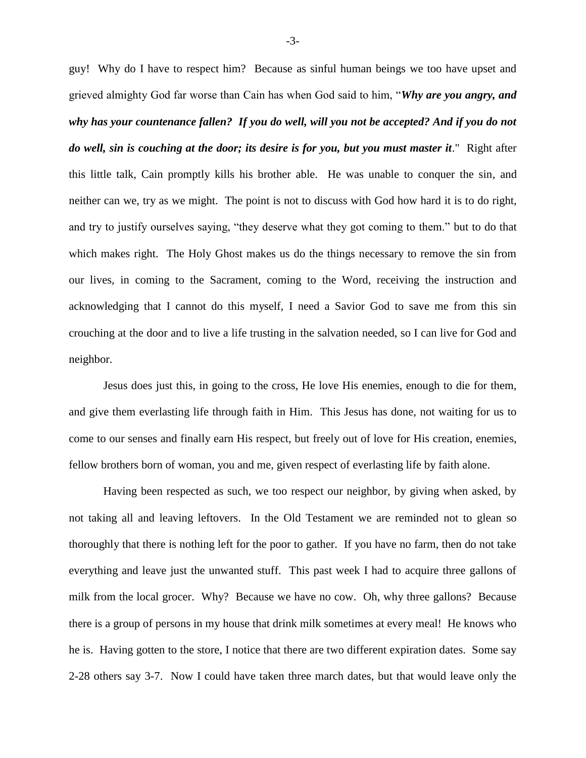guy! Why do I have to respect him? Because as sinful human beings we too have upset and grieved almighty God far worse than Cain has when God said to him, "***Why are you angry, and why has your countenance fallen? If you do well, will you not be accepted? And if you do not do well, sin is couching at the door; its desire is for you, but you must master it***." Right after this little talk, Cain promptly kills his brother able. He was unable to conquer the sin, and neither can we, try as we might. The point is not to discuss with God how hard it is to do right, and try to justify ourselves saying, "they deserve what they got coming to them." but to do that which makes right. The Holy Ghost makes us do the things necessary to remove the sin from our lives, in coming to the Sacrament, coming to the Word, receiving the instruction and acknowledging that I cannot do this myself, I need a Savior God to save me from this sin crouching at the door and to live a life trusting in the salvation needed, so I can live for God and neighbor.

Jesus does just this, in going to the cross, He love His enemies, enough to die for them, and give them everlasting life through faith in Him. This Jesus has done, not waiting for us to come to our senses and finally earn His respect, but freely out of love for His creation, enemies, fellow brothers born of woman, you and me, given respect of everlasting life by faith alone.

Having been respected as such, we too respect our neighbor, by giving when asked, by not taking all and leaving leftovers. In the Old Testament we are reminded not to glean so thoroughly that there is nothing left for the poor to gather. If you have no farm, then do not take everything and leave just the unwanted stuff. This past week I had to acquire three gallons of milk from the local grocer. Why? Because we have no cow. Oh, why three gallons? Because there is a group of persons in my house that drink milk sometimes at every meal! He knows who he is. Having gotten to the store, I notice that there are two different expiration dates. Some say 2-28 others say 3-7. Now I could have taken three march dates, but that would leave only the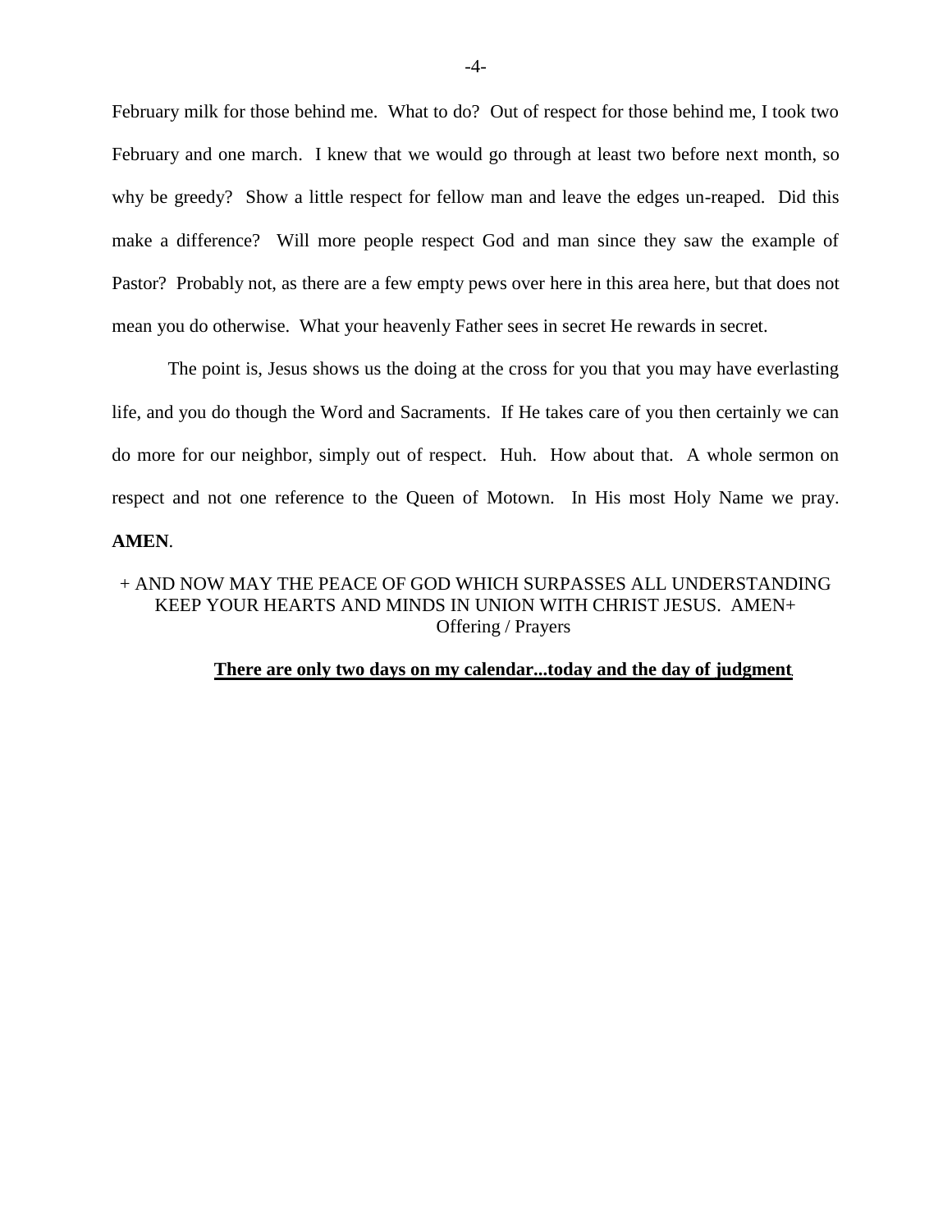February milk for those behind me. What to do? Out of respect for those behind me, I took two February and one march. I knew that we would go through at least two before next month, so why be greedy? Show a little respect for fellow man and leave the edges un-reaped. Did this make a difference? Will more people respect God and man since they saw the example of Pastor? Probably not, as there are a few empty pews over here in this area here, but that does not mean you do otherwise. What your heavenly Father sees in secret He rewards in secret.

The point is, Jesus shows us the doing at the cross for you that you may have everlasting life, and you do though the Word and Sacraments. If He takes care of you then certainly we can do more for our neighbor, simply out of respect. Huh. How about that. A whole sermon on respect and not one reference to the Queen of Motown. In His most Holy Name we pray. **AMEN**.

+ AND NOW MAY THE PEACE OF GOD WHICH SURPASSES ALL UNDERSTANDING KEEP YOUR HEARTS AND MINDS IN UNION WITH CHRIST JESUS. AMEN+

Offering / Prayers

**There are only two days on my calendar...today and the day of judgment**